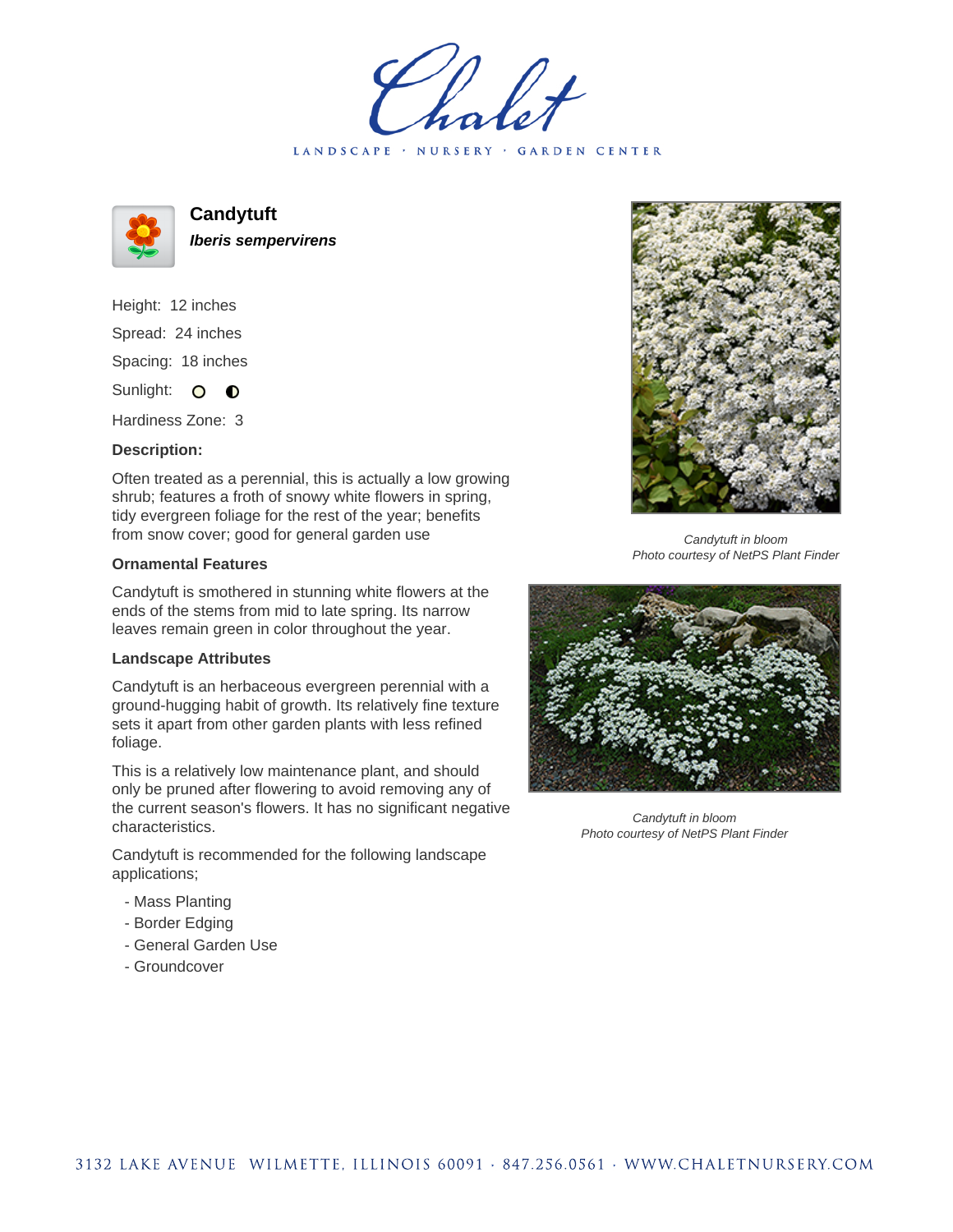# Candytuft

***Iberis sempervirens***

Height: 12 inches

Spread: 24 inches

Spacing: 18 inches

Sunlight: ○ ◐

Hardiness Zone: 3

**Description:**

Often treated as a perennial, this is actually a low growing shrub; features a froth of snowy white flowers in spring, tidy evergreen foliage for the rest of the year; benefits from snow cover; good for general garden use

**Ornamental Features**

Candytuft is smothered in stunning white flowers at the ends of the stems from mid to late spring. Its narrow leaves remain green in color throughout the year.

**Landscape Attributes**

Candytuft is an herbaceous evergreen perennial with a ground-hugging habit of growth. Its relatively fine texture sets it apart from other garden plants with less refined foliage.

This is a relatively low maintenance plant, and should only be pruned after flowering to avoid removing any of the current season's flowers. It has no significant negative characteristics.

Candytuft is recommended for the following landscape applications;

- Mass Planting
- Border Edging
- General Garden Use
- Groundcover

*Candytuft in bloom*
*Photo courtesy of NetPS Plant Finder*

*Candytuft in bloom*
*Photo courtesy of NetPS Plant Finder*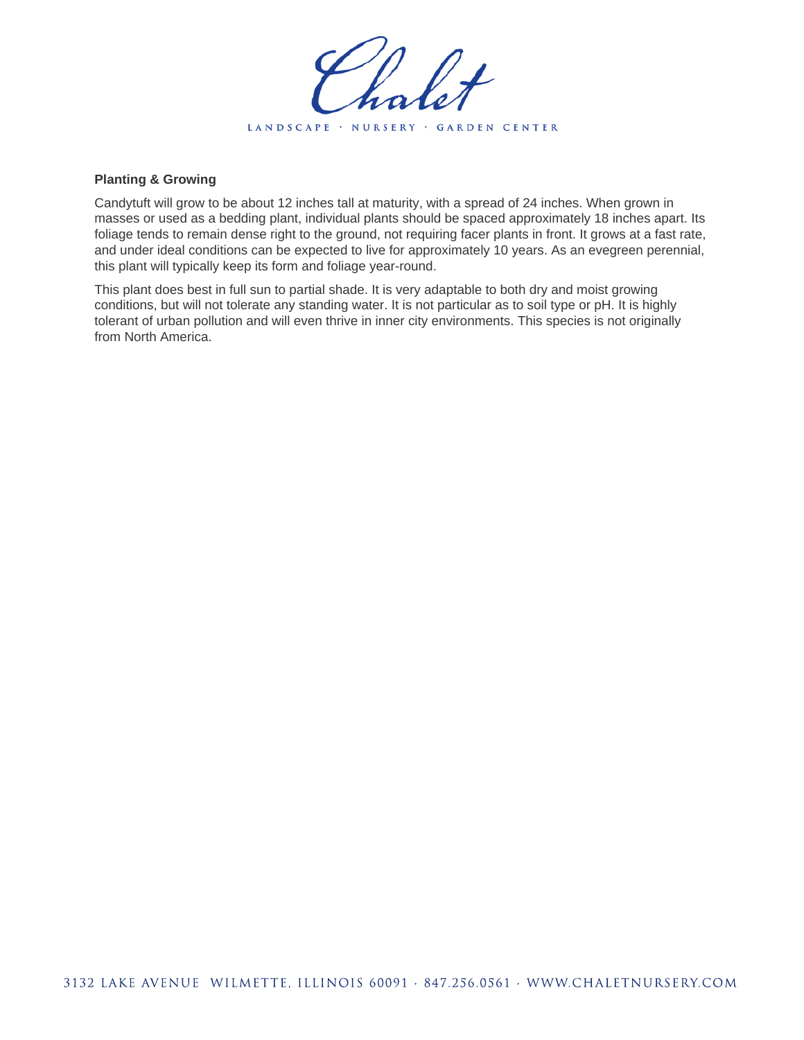### Planting & Growing

Candytuft will grow to be about 12 inches tall at maturity, with a spread of 24 inches. When grown in masses or used as a bedding plant, individual plants should be spaced approximately 18 inches apart. Its foliage tends to remain dense right to the ground, not requiring facer plants in front. It grows at a fast rate, and under ideal conditions can be expected to live for approximately 10 years. As an evegreen perennial, this plant will typically keep its form and foliage year-round.

This plant does best in full sun to partial shade. It is very adaptable to both dry and moist growing conditions, but will not tolerate any standing water. It is not particular as to soil type or pH. It is highly tolerant of urban pollution and will even thrive in inner city environments. This species is not originally from North America.